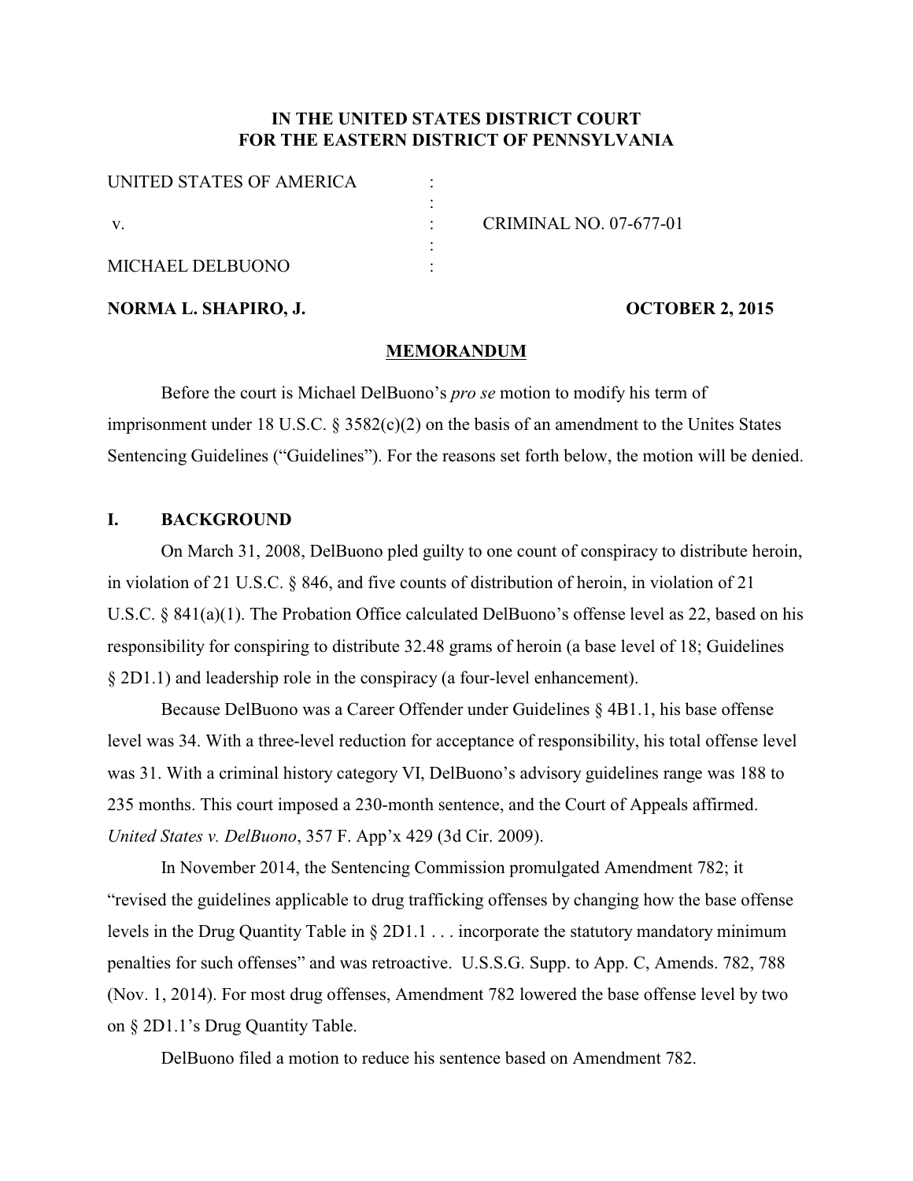**IN THE UNITED STATES DISTRICT COURT**
**FOR THE EASTERN DISTRICT OF PENNSYLVANIA**

| | | |
|---|---|---|
| UNITED STATES OF AMERICA | : | |
| | : | |
| v. | : | CRIMINAL NO. 07-677-01 |
| | : | |
| MICHAEL DELBUONO | : | |

**NORMA L. SHAPIRO, J.** **OCTOBER 2, 2015**

## MEMORANDUM

Before the court is Michael DelBuono's *pro se* motion to modify his term of imprisonment under 18 U.S.C. § 3582(c)(2) on the basis of an amendment to the Unites States Sentencing Guidelines ("Guidelines"). For the reasons set forth below, the motion will be denied.

## I. BACKGROUND

On March 31, 2008, DelBuono pled guilty to one count of conspiracy to distribute heroin, in violation of 21 U.S.C. § 846, and five counts of distribution of heroin, in violation of 21 U.S.C. § 841(a)(1). The Probation Office calculated DelBuono's offense level as 22, based on his responsibility for conspiring to distribute 32.48 grams of heroin (a base level of 18; Guidelines § 2D1.1) and leadership role in the conspiracy (a four-level enhancement).

Because DelBuono was a Career Offender under Guidelines § 4B1.1, his base offense level was 34. With a three-level reduction for acceptance of responsibility, his total offense level was 31. With a criminal history category VI, DelBuono's advisory guidelines range was 188 to 235 months. This court imposed a 230-month sentence, and the Court of Appeals affirmed. *United States v. DelBuono*, 357 F. App'x 429 (3d Cir. 2009).

In November 2014, the Sentencing Commission promulgated Amendment 782; it "revised the guidelines applicable to drug trafficking offenses by changing how the base offense levels in the Drug Quantity Table in § 2D1.1 . . . incorporate the statutory mandatory minimum penalties for such offenses" and was retroactive. U.S.S.G. Supp. to App. C, Amends. 782, 788 (Nov. 1, 2014). For most drug offenses, Amendment 782 lowered the base offense level by two on § 2D1.1's Drug Quantity Table.

DelBuono filed a motion to reduce his sentence based on Amendment 782.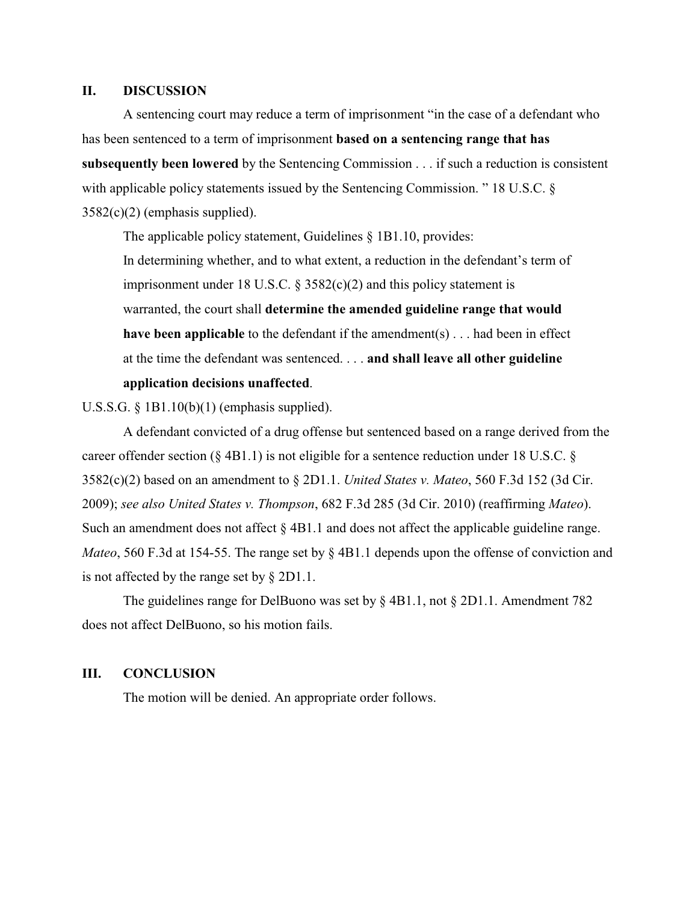## II. DISCUSSION

A sentencing court may reduce a term of imprisonment "in the case of a defendant who has been sentenced to a term of imprisonment **based on a sentencing range that has subsequently been lowered** by the Sentencing Commission . . . if such a reduction is consistent with applicable policy statements issued by the Sentencing Commission. " 18 U.S.C. § 3582(c)(2) (emphasis supplied).

The applicable policy statement, Guidelines § 1B1.10, provides:

> In determining whether, and to what extent, a reduction in the defendant's term of imprisonment under 18 U.S.C. § 3582(c)(2) and this policy statement is warranted, the court shall **determine the amended guideline range that would have been applicable** to the defendant if the amendment(s) . . . had been in effect at the time the defendant was sentenced. . . . **and shall leave all other guideline application decisions unaffected**.

U.S.S.G. § 1B1.10(b)(1) (emphasis supplied).

A defendant convicted of a drug offense but sentenced based on a range derived from the career offender section (§ 4B1.1) is not eligible for a sentence reduction under 18 U.S.C. § 3582(c)(2) based on an amendment to § 2D1.1. *United States v. Mateo*, 560 F.3d 152 (3d Cir. 2009); *see also United States v. Thompson*, 682 F.3d 285 (3d Cir. 2010) (reaffirming *Mateo*). Such an amendment does not affect § 4B1.1 and does not affect the applicable guideline range. *Mateo*, 560 F.3d at 154-55. The range set by § 4B1.1 depends upon the offense of conviction and is not affected by the range set by § 2D1.1.

The guidelines range for DelBuono was set by § 4B1.1, not § 2D1.1. Amendment 782 does not affect DelBuono, so his motion fails.

## III. CONCLUSION

The motion will be denied. An appropriate order follows.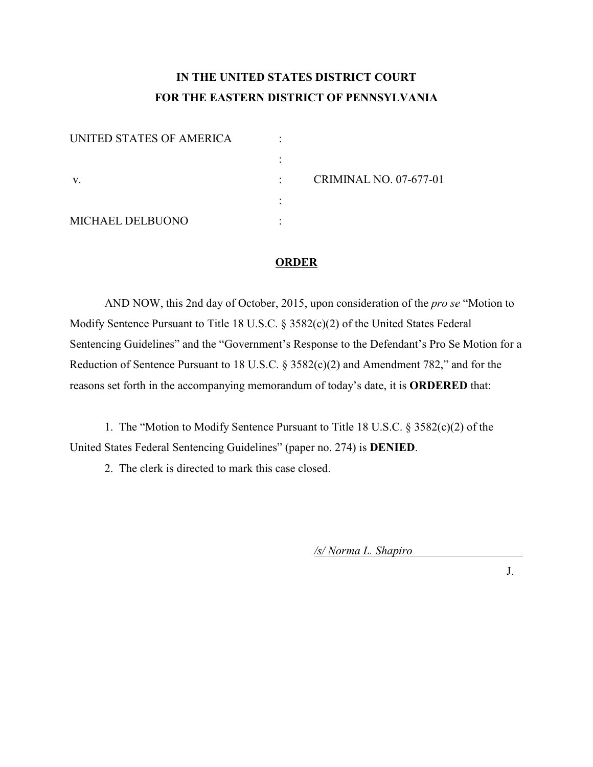**IN THE UNITED STATES DISTRICT COURT**
**FOR THE EASTERN DISTRICT OF PENNSYLVANIA**

| | | |
|---|---|---|
| UNITED STATES OF AMERICA | : | |
| | : | |
| v. | : | CRIMINAL NO. 07-677-01 |
| | : | |
| MICHAEL DELBUONO | : | |

**ORDER**

AND NOW, this 2nd day of October, 2015, upon consideration of the *pro se* "Motion to Modify Sentence Pursuant to Title 18 U.S.C. § 3582(c)(2) of the United States Federal Sentencing Guidelines" and the "Government's Response to the Defendant's Pro Se Motion for a Reduction of Sentence Pursuant to 18 U.S.C. § 3582(c)(2) and Amendment 782," and for the reasons set forth in the accompanying memorandum of today's date, it is **ORDERED** that:

1. The "Motion to Modify Sentence Pursuant to Title 18 U.S.C. § 3582(c)(2) of the United States Federal Sentencing Guidelines" (paper no. 274) is **DENIED**.
2. The clerk is directed to mark this case closed.

*/s/ Norma L. Shapiro*

J.